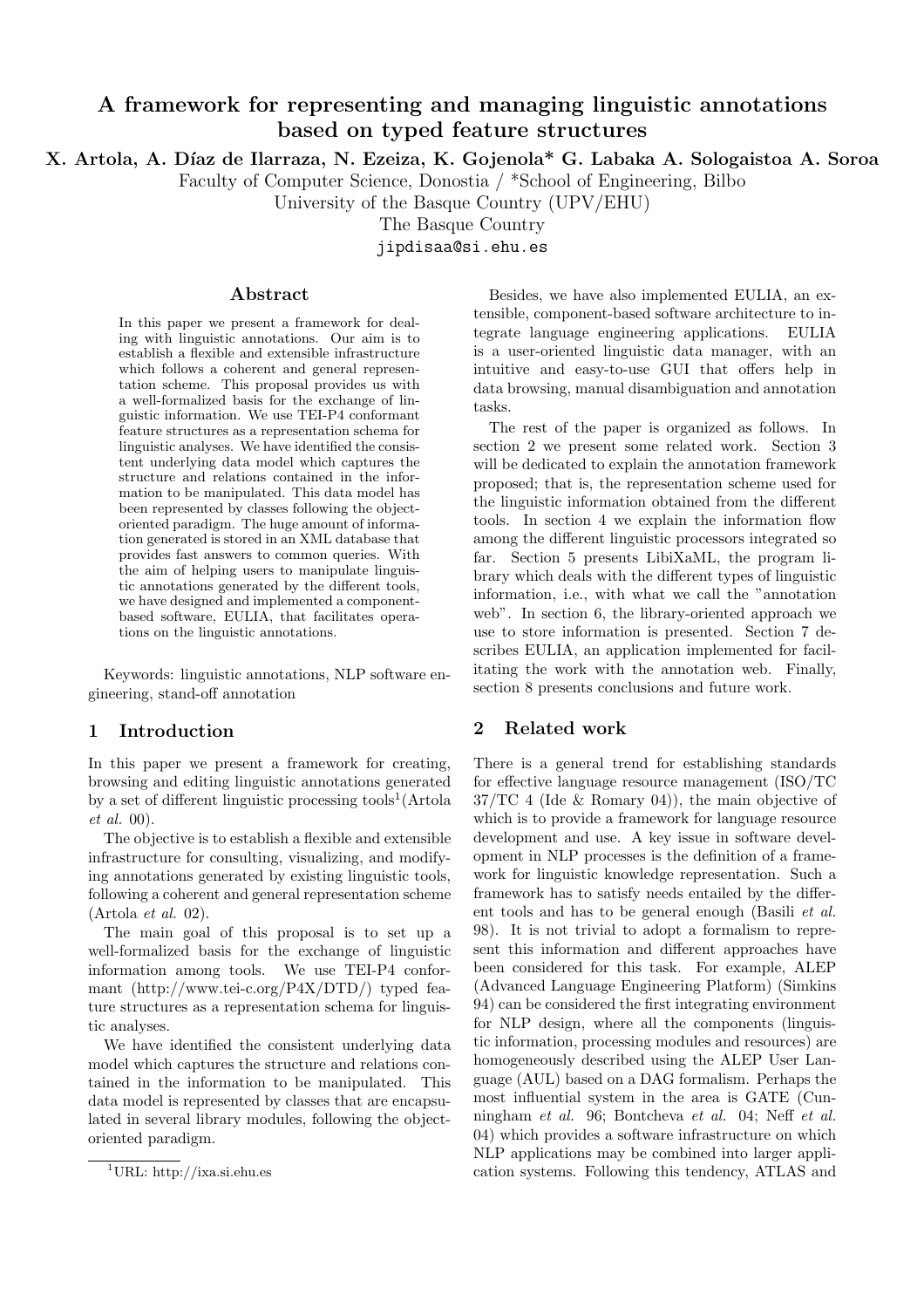# A framework for representing and managing linguistic annotations based on typed feature structures

**X. Artola, A. Díaz de Ilarraza, N. Ezeiza, K. Gojenola* G. Labaka A. Sologaistoa A. Soroa**

Faculty of Computer Science, Donostia / *School of Engineering, Bilbo
University of the Basque Country (UPV/EHU)
The Basque Country
jipdisaa@si.ehu.es

## Abstract

In this paper we present a framework for dealing with linguistic annotations. Our aim is to establish a flexible and extensible infrastructure which follows a coherent and general representation scheme. This proposal provides us with a well-formalized basis for the exchange of linguistic information. We use TEI-P4 conformant feature structures as a representation schema for linguistic analyses. We have identified the consistent underlying data model which captures the structure and relations contained in the information to be manipulated. This data model has been represented by classes following the object-oriented paradigm. The huge amount of information generated is stored in an XML database that provides fast answers to common queries. With the aim of helping users to manipulate linguistic annotations generated by the different tools, we have designed and implemented a component-based software, EULIA, that facilitates operations on the linguistic annotations.

Keywords: linguistic annotations, NLP software engineering, stand-off annotation

## 1 Introduction

In this paper we present a framework for creating, browsing and editing linguistic annotations generated by a set of different linguistic processing tools[1](Artola *et al.* 00).

The objective is to establish a flexible and extensible infrastructure for consulting, visualizing, and modifying annotations generated by existing linguistic tools, following a coherent and general representation scheme (Artola *et al.* 02).

The main goal of this proposal is to set up a well-formalized basis for the exchange of linguistic information among tools. We use TEI-P4 conformant (http://www.tei-c.org/P4X/DTD/) typed feature structures as a representation schema for linguistic analyses.

We have identified the consistent underlying data model which captures the structure and relations contained in the information to be manipulated. This data model is represented by classes that are encapsulated in several library modules, following the object-oriented paradigm.

[1] URL: http://ixa.si.ehu.es

Besides, we have also implemented EULIA, an extensible, component-based software architecture to integrate language engineering applications. EULIA is a user-oriented linguistic data manager, with an intuitive and easy-to-use GUI that offers help in data browsing, manual disambiguation and annotation tasks.

The rest of the paper is organized as follows. In section 2 we present some related work. Section 3 will be dedicated to explain the annotation framework proposed; that is, the representation scheme used for the linguistic information obtained from the different tools. In section 4 we explain the information flow among the different linguistic processors integrated so far. Section 5 presents LibiXaML, the program library which deals with the different types of linguistic information, i.e., with what we call the "annotation web". In section 6, the library-oriented approach we use to store information is presented. Section 7 describes EULIA, an application implemented for facilitating the work with the annotation web. Finally, section 8 presents conclusions and future work.

## 2 Related work

There is a general trend for establishing standards for effective language resource management (ISO/TC 37/TC 4 (Ide & Romary 04)), the main objective of which is to provide a framework for language resource development and use. A key issue in software development in NLP processes is the definition of a framework for linguistic knowledge representation. Such a framework has to satisfy needs entailed by the different tools and has to be general enough (Basili *et al.* 98). It is not trivial to adopt a formalism to represent this information and different approaches have been considered for this task. For example, ALEP (Advanced Language Engineering Platform) (Simkins 94) can be considered the first integrating environment for NLP design, where all the components (linguistic information, processing modules and resources) are homogeneously described using the ALEP User Language (AUL) based on a DAG formalism. Perhaps the most influential system in the area is GATE (Cunningham *et al.* 96; Bontcheva *et al.* 04; Neff *et al.* 04) which provides a software infrastructure on which NLP applications may be combined into larger application systems. Following this tendency, ATLAS and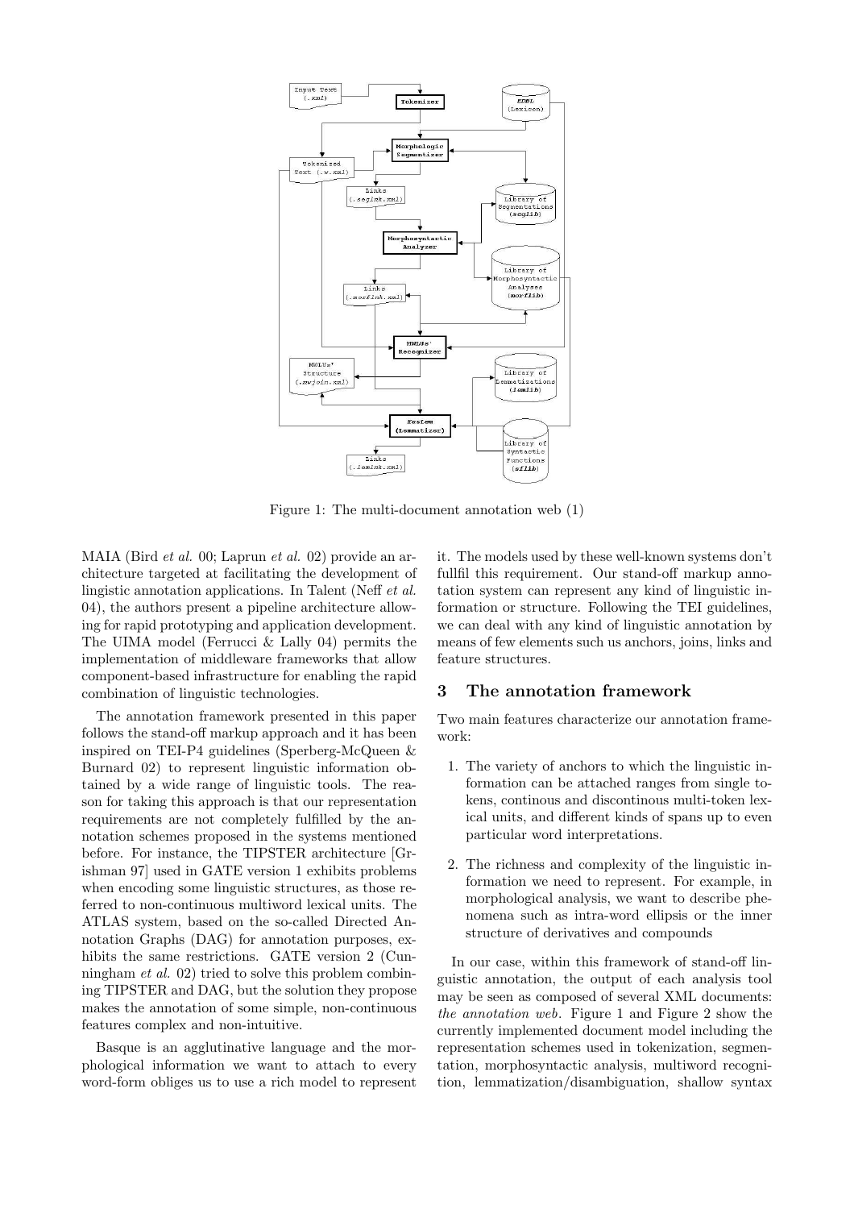Figure 1: The multi-document annotation web (1)

MAIA (Bird *et al.* 00; Laprun *et al.* 02) provide an architecture targeted at facilitating the development of lingistic annotation applications. In Talent (Neff *et al.* 04), the authors present a pipeline architecture allowing for rapid prototyping and application development. The UIMA model (Ferrucci & Lally 04) permits the implementation of middleware frameworks that allow component-based infrastructure for enabling the rapid combination of linguistic technologies.

The annotation framework presented in this paper follows the stand-off markup approach and it has been inspired on TEI-P4 guidelines (Sperberg-McQueen & Burnard 02) to represent linguistic information obtained by a wide range of linguistic tools. The reason for taking this approach is that our representation requirements are not completely fulfilled by the annotation schemes proposed in the systems mentioned before. For instance, the TIPSTER architecture [Grishman 97] used in GATE version 1 exhibits problems when encoding some linguistic structures, as those referred to non-continuous multiword lexical units. The ATLAS system, based on the so-called Directed Annotation Graphs (DAG) for annotation purposes, exhibits the same restrictions. GATE version 2 (Cunningham *et al.* 02) tried to solve this problem combining TIPSTER and DAG, but the solution they propose makes the annotation of some simple, non-continuous features complex and non-intuitive.

Basque is an agglutinative language and the morphological information we want to attach to every word-form obliges us to use a rich model to represent it. The models used by these well-known systems don't fullfil this requirement. Our stand-off markup annotation system can represent any kind of linguistic information or structure. Following the TEI guidelines, we can deal with any kind of linguistic annotation by means of few elements such us anchors, joins, links and feature structures.

## 3 The annotation framework

Two main features characterize our annotation framework:

1. The variety of anchors to which the linguistic information can be attached ranges from single tokens, continous and discontinous multi-token lexical units, and different kinds of spans up to even particular word interpretations.
2. The richness and complexity of the linguistic information we need to represent. For example, in morphological analysis, we want to describe phenomena such as intra-word ellipsis or the inner structure of derivatives and compounds

In our case, within this framework of stand-off linguistic annotation, the output of each analysis tool may be seen as composed of several XML documents: *the annotation web*. Figure 1 and Figure 2 show the currently implemented document model including the representation schemes used in tokenization, segmentation, morphosyntactic analysis, multiword recognition, lemmatization/disambiguation, shallow syntax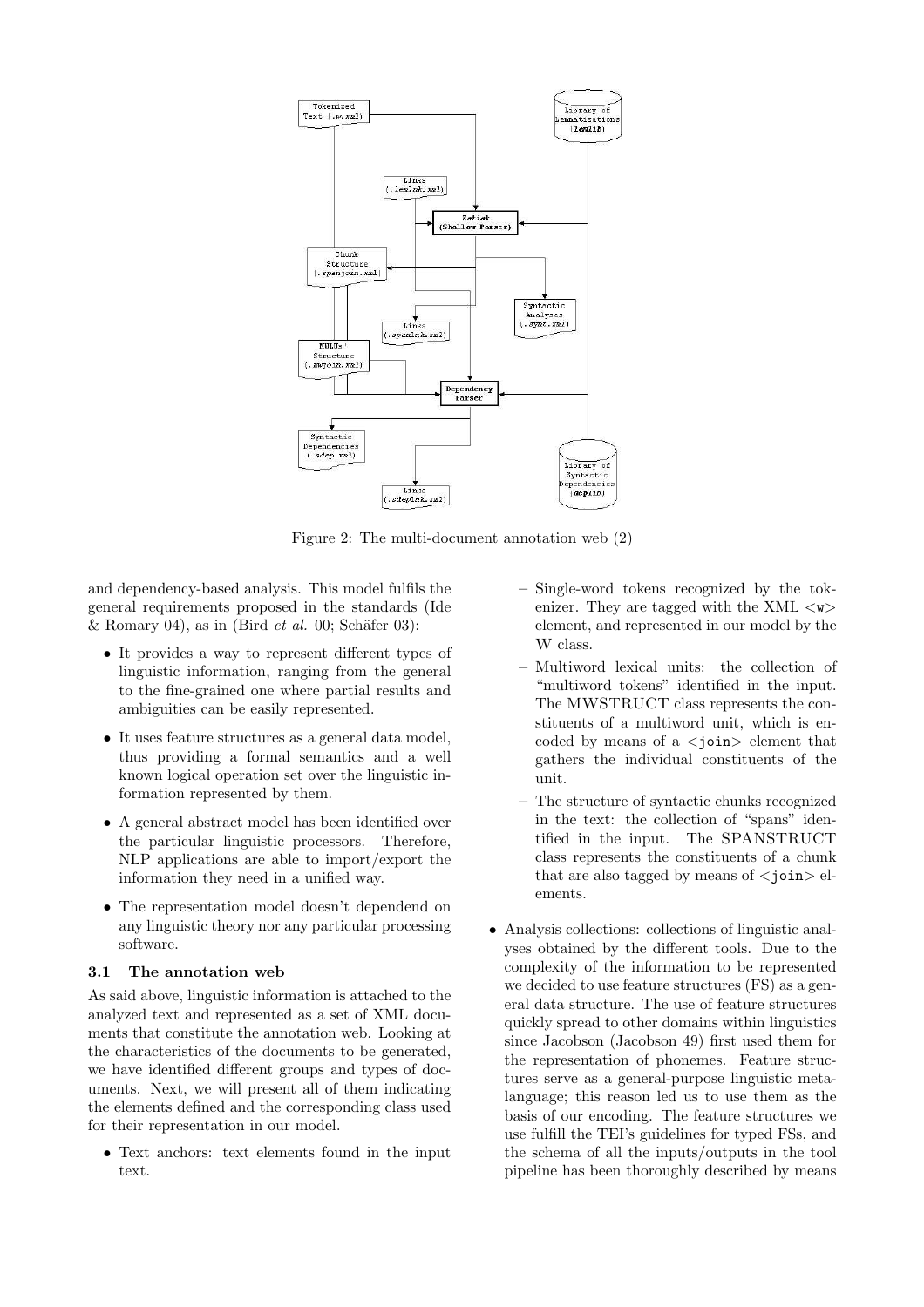Figure 2: The multi-document annotation web (2)

and dependency-based analysis. This model fulfils the general requirements proposed in the standards (Ide & Romary 04), as in (Bird *et al.* 00; Schäfer 03):

- It provides a way to represent different types of linguistic information, ranging from the general to the fine-grained one where partial results and ambiguities can be easily represented.
- It uses feature structures as a general data model, thus providing a formal semantics and a well known logical operation set over the linguistic information represented by them.
- A general abstract model has been identified over the particular linguistic processors. Therefore, NLP applications are able to import/export the information they need in a unified way.
- The representation model doesn't dependend on any linguistic theory nor any particular processing software.

### 3.1 The annotation web

As said above, linguistic information is attached to the analyzed text and represented as a set of XML documents that constitute the annotation web. Looking at the characteristics of the documents to be generated, we have identified different groups and types of documents. Next, we will present all of them indicating the elements defined and the corresponding class used for their representation in our model.

- Text anchors: text elements found in the input text.
  - Single-word tokens recognized by the tokenizer. They are tagged with the XML `<w>` element, and represented in our model by the W class.
  - Multiword lexical units: the collection of "multiword tokens" identified in the input. The MWSTRUCT class represents the constituents of a multiword unit, which is encoded by means of a `<join>` element that gathers the individual constituents of the unit.
  - The structure of syntactic chunks recognized in the text: the collection of "spans" identified in the input. The SPANSTRUCT class represents the constituents of a chunk that are also tagged by means of `<join>` elements.
- Analysis collections: collections of linguistic analyses obtained by the different tools. Due to the complexity of the information to be represented we decided to use feature structures (FS) as a general data structure. The use of feature structures quickly spread to other domains within linguistics since Jacobson (Jacobson 49) first used them for the representation of phonemes. Feature structures serve as a general-purpose linguistic metalanguage; this reason led us to use them as the basis of our encoding. The feature structures we use fulfill the TEI's guidelines for typed FSs, and the schema of all the inputs/outputs in the tool pipeline has been thoroughly described by means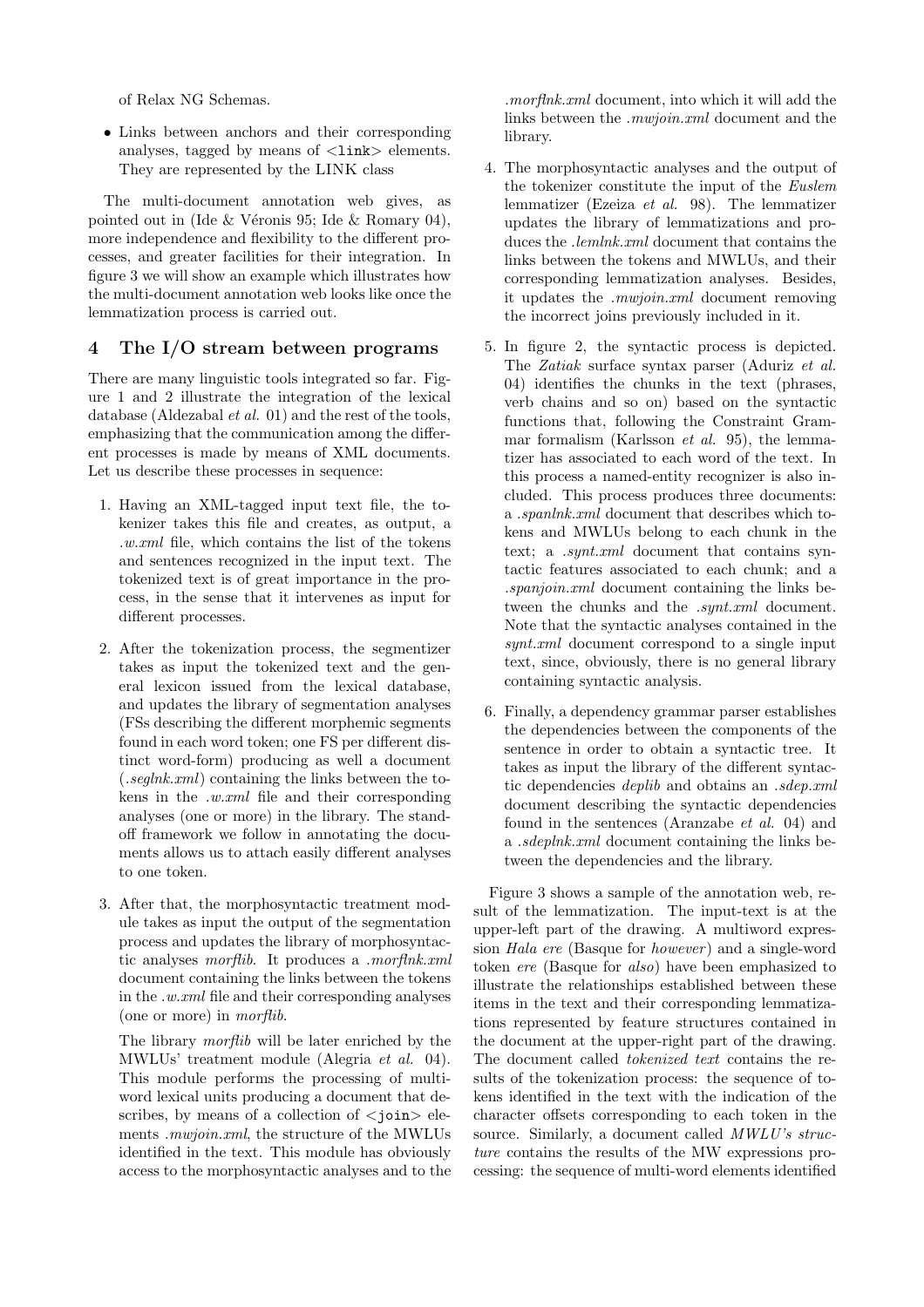of Relax NG Schemas.

- Links between anchors and their corresponding analyses, tagged by means of <link> elements. They are represented by the LINK class

The multi-document annotation web gives, as pointed out in (Ide & Véronis 95; Ide & Romary 04), more independence and flexibility to the different processes, and greater facilities for their integration. In figure 3 we will show an example which illustrates how the multi-document annotation web looks like once the lemmatization process is carried out.

## 4 The I/O stream between programs

There are many linguistic tools integrated so far. Figure 1 and 2 illustrate the integration of the lexical database (Aldezabal *et al.* 01) and the rest of the tools, emphasizing that the communication among the different processes is made by means of XML documents. Let us describe these processes in sequence:

1. Having an XML-tagged input text file, the tokenizer takes this file and creates, as output, a *.w.xml* file, which contains the list of the tokens and sentences recognized in the input text. The tokenized text is of great importance in the process, in the sense that it intervenes as input for different processes.

2. After the tokenization process, the segmentizer takes as input the tokenized text and the general lexicon issued from the lexical database, and updates the library of segmentation analyses (FSs describing the different morphemic segments found in each word token; one FS per different distinct word-form) producing as well a document (*.seglnk.xml*) containing the links between the tokens in the *.w.xml* file and their corresponding analyses (one or more) in the library. The stand-off framework we follow in annotating the documents allows us to attach easily different analyses to one token.

3. After that, the morphosyntactic treatment module takes as input the output of the segmentation process and updates the library of morphosyntactic analyses *morflib*. It produces a *.morflnk.xml* document containing the links between the tokens in the *.w.xml* file and their corresponding analyses (one or more) in *morflib*.

   The library *morflib* will be later enriched by the MWLUs' treatment module (Alegria *et al.* 04). This module performs the processing of multiword lexical units producing a document that describes, by means of a collection of <join> elements *.mwjoin.xml*, the structure of the MWLUs identified in the text. This module has obviously access to the morphosyntactic analyses and to the *.morflnk.xml* document, into which it will add the links between the *.mwjoin.xml* document and the library.

4. The morphosyntactic analyses and the output of the tokenizer constitute the input of the *Euslem* lemmatizer (Ezeiza *et al.* 98). The lemmatizer updates the library of lemmatizations and produces the *.lemlnk.xml* document that contains the links between the tokens and MWLUs, and their corresponding lemmatization analyses. Besides, it updates the *.mwjoin.xml* document removing the incorrect joins previously included in it.

5. In figure 2, the syntactic process is depicted. The *Zatiak* surface syntax parser (Aduriz *et al.* 04) identifies the chunks in the text (phrases, verb chains and so on) based on the syntactic functions that, following the Constraint Grammar formalism (Karlsson *et al.* 95), the lemmatizer has associated to each word of the text. In this process a named-entity recognizer is also included. This process produces three documents: a *.spanlnk.xml* document that describes which tokens and MWLUs belong to each chunk in the text; a *.synt.xml* document that contains syntactic features associated to each chunk; and a *.spanjoin.xml* document containing the links between the chunks and the *.synt.xml* document. Note that the syntactic analyses contained in the *synt.xml* document correspond to a single input text, since, obviously, there is no general library containing syntactic analysis.

6. Finally, a dependency grammar parser establishes the dependencies between the components of the sentence in order to obtain a syntactic tree. It takes as input the library of the different syntactic dependencies *deplib* and obtains an *.sdep.xml* document describing the syntactic dependencies found in the sentences (Aranzabe *et al.* 04) and a *.sdeplnk.xml* document containing the links between the dependencies and the library.

Figure 3 shows a sample of the annotation web, result of the lemmatization. The input-text is at the upper-left part of the drawing. A multiword expression *Hala ere* (Basque for *however*) and a single-word token *ere* (Basque for *also*) have been emphasized to illustrate the relationships established between these items in the text and their corresponding lemmatizations represented by feature structures contained in the document at the upper-right part of the drawing. The document called *tokenized text* contains the results of the tokenization process: the sequence of tokens identified in the text with the indication of the character offsets corresponding to each token in the source. Similarly, a document called *MWLU's structure* contains the results of the MW expressions processing: the sequence of multi-word elements identified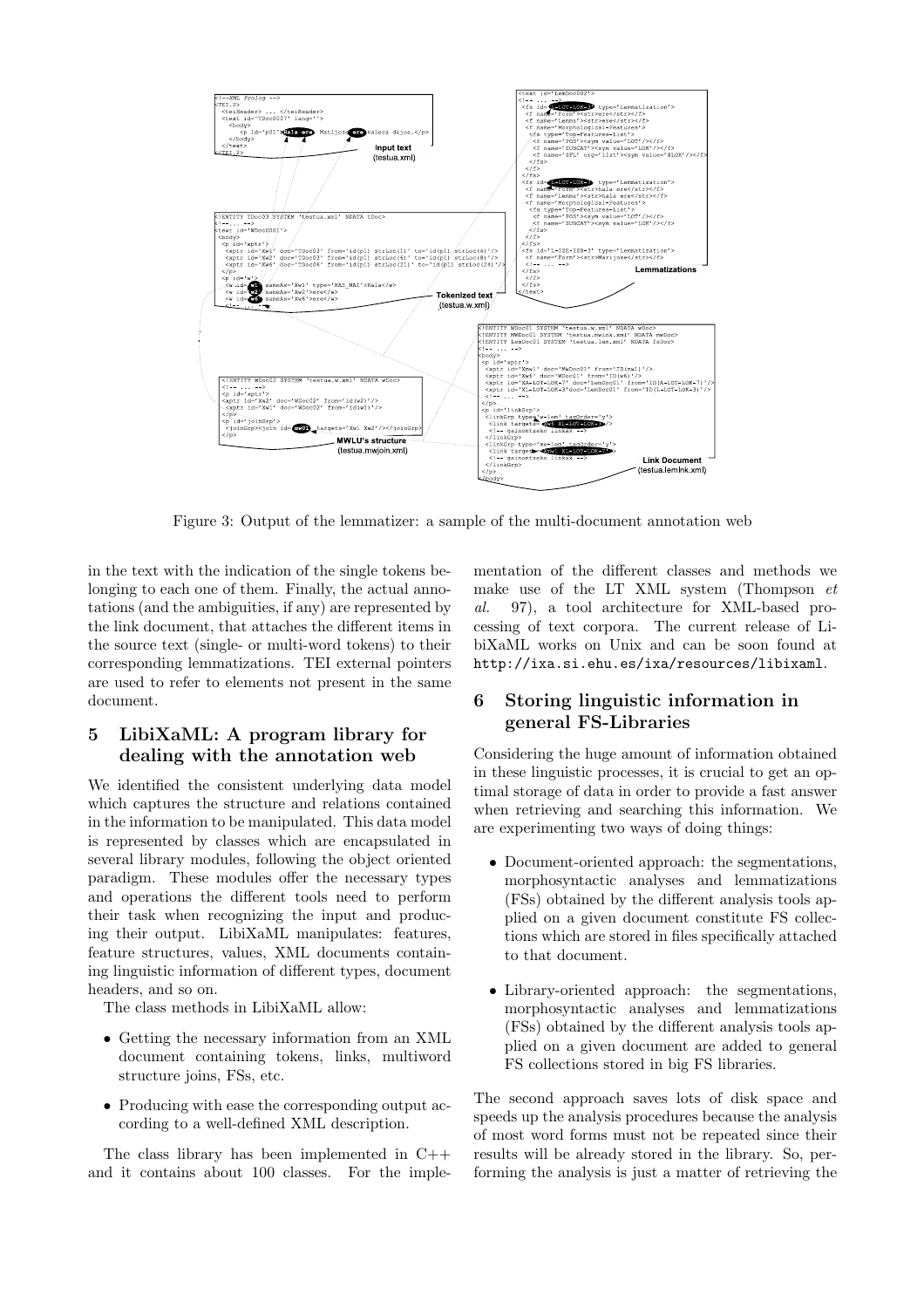Figure 3: Output of the lemmatizer: a sample of the multi-document annotation web

in the text with the indication of the single tokens belonging to each one of them. Finally, the actual annotations (and the ambiguities, if any) are represented by the link document, that attaches the different items in the source text (single- or multi-word tokens) to their corresponding lemmatizations. TEI external pointers are used to refer to elements not present in the same document.

## 5 LibiXaML: A program library for dealing with the annotation web

We identified the consistent underlying data model which captures the structure and relations contained in the information to be manipulated. This data model is represented by classes which are encapsulated in several library modules, following the object oriented paradigm. These modules offer the necessary types and operations the different tools need to perform their task when recognizing the input and producing their output. LibiXaML manipulates: features, feature structures, values, XML documents containing linguistic information of different types, document headers, and so on.

The class methods in LibiXaML allow:

- Getting the necessary information from an XML document containing tokens, links, multiword structure joins, FSs, etc.
- Producing with ease the corresponding output according to a well-defined XML description.

The class library has been implemented in C++ and it contains about 100 classes. For the implementation of the different classes and methods we make use of the LT XML system (Thompson *et al.* 97), a tool architecture for XML-based processing of text corpora. The current release of LibiXaML works on Unix and can be soon found at `http://ixa.si.ehu.es/ixa/resources/libixaml`.

## 6 Storing linguistic information in general FS-Libraries

Considering the huge amount of information obtained in these linguistic processes, it is crucial to get an optimal storage of data in order to provide a fast answer when retrieving and searching this information. We are experimenting two ways of doing things:

- Document-oriented approach: the segmentations, morphosyntactic analyses and lemmatizations (FSs) obtained by the different analysis tools applied on a given document constitute FS collections which are stored in files specifically attached to that document.
- Library-oriented approach: the segmentations, morphosyntactic analyses and lemmatizations (FSs) obtained by the different analysis tools applied on a given document are added to general FS collections stored in big FS libraries.

The second approach saves lots of disk space and speeds up the analysis procedures because the analysis of most word forms must not be repeated since their results will be already stored in the library. So, performing the analysis is just a matter of retrieving the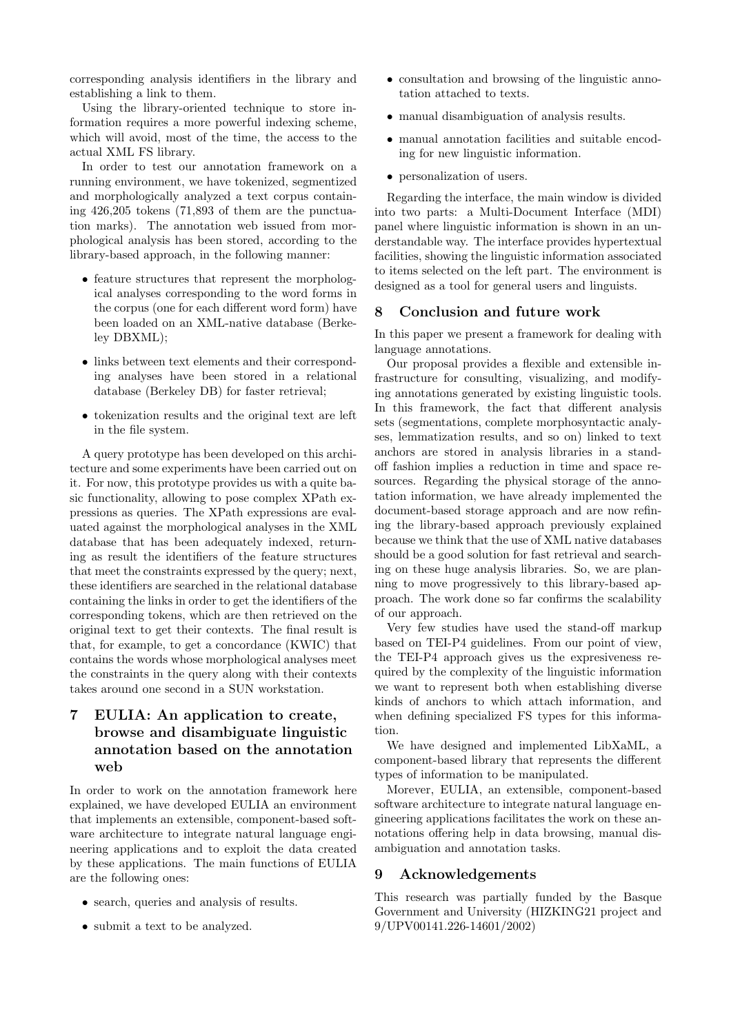corresponding analysis identifiers in the library and establishing a link to them.

Using the library-oriented technique to store information requires a more powerful indexing scheme, which will avoid, most of the time, the access to the actual XML FS library.

In order to test our annotation framework on a running environment, we have tokenized, segmentized and morphologically analyzed a text corpus containing 426,205 tokens (71,893 of them are the punctuation marks). The annotation web issued from morphological analysis has been stored, according to the library-based approach, in the following manner:

- feature structures that represent the morphological analyses corresponding to the word forms in the corpus (one for each different word form) have been loaded on an XML-native database (Berkeley DBXML);
- links between text elements and their corresponding analyses have been stored in a relational database (Berkeley DB) for faster retrieval;
- tokenization results and the original text are left in the file system.

A query prototype has been developed on this architecture and some experiments have been carried out on it. For now, this prototype provides us with a quite basic functionality, allowing to pose complex XPath expressions as queries. The XPath expressions are evaluated against the morphological analyses in the XML database that has been adequately indexed, returning as result the identifiers of the feature structures that meet the constraints expressed by the query; next, these identifiers are searched in the relational database containing the links in order to get the identifiers of the corresponding tokens, which are then retrieved on the original text to get their contexts. The final result is that, for example, to get a concordance (KWIC) that contains the words whose morphological analyses meet the constraints in the query along with their contexts takes around one second in a SUN workstation.

## 7 EULIA: An application to create, browse and disambiguate linguistic annotation based on the annotation web

In order to work on the annotation framework here explained, we have developed EULIA an environment that implements an extensible, component-based software architecture to integrate natural language engineering applications and to exploit the data created by these applications. The main functions of EULIA are the following ones:

- search, queries and analysis of results.
- submit a text to be analyzed.
- consultation and browsing of the linguistic annotation attached to texts.
- manual disambiguation of analysis results.
- manual annotation facilities and suitable encoding for new linguistic information.
- personalization of users.

Regarding the interface, the main window is divided into two parts: a Multi-Document Interface (MDI) panel where linguistic information is shown in an understandable way. The interface provides hypertextual facilities, showing the linguistic information associated to items selected on the left part. The environment is designed as a tool for general users and linguists.

## 8 Conclusion and future work

In this paper we present a framework for dealing with language annotations.

Our proposal provides a flexible and extensible infrastructure for consulting, visualizing, and modifying annotations generated by existing linguistic tools. In this framework, the fact that different analysis sets (segmentations, complete morphosyntactic analyses, lemmatization results, and so on) linked to text anchors are stored in analysis libraries in a stand-off fashion implies a reduction in time and space resources. Regarding the physical storage of the annotation information, we have already implemented the document-based storage approach and are now refining the library-based approach previously explained because we think that the use of XML native databases should be a good solution for fast retrieval and searching on these huge analysis libraries. So, we are planning to move progressively to this library-based approach. The work done so far confirms the scalability of our approach.

Very few studies have used the stand-off markup based on TEI-P4 guidelines. From our point of view, the TEI-P4 approach gives us the expresiveness required by the complexity of the linguistic information we want to represent both when establishing diverse kinds of anchors to which attach information, and when defining specialized FS types for this information.

We have designed and implemented LibXaML, a component-based library that represents the different types of information to be manipulated.

Morever, EULIA, an extensible, component-based software architecture to integrate natural language engineering applications facilitates the work on these annotations offering help in data browsing, manual disambiguation and annotation tasks.

## 9 Acknowledgements

This research was partially funded by the Basque Government and University (HIZKING21 project and 9/UPV00141.226-14601/2002)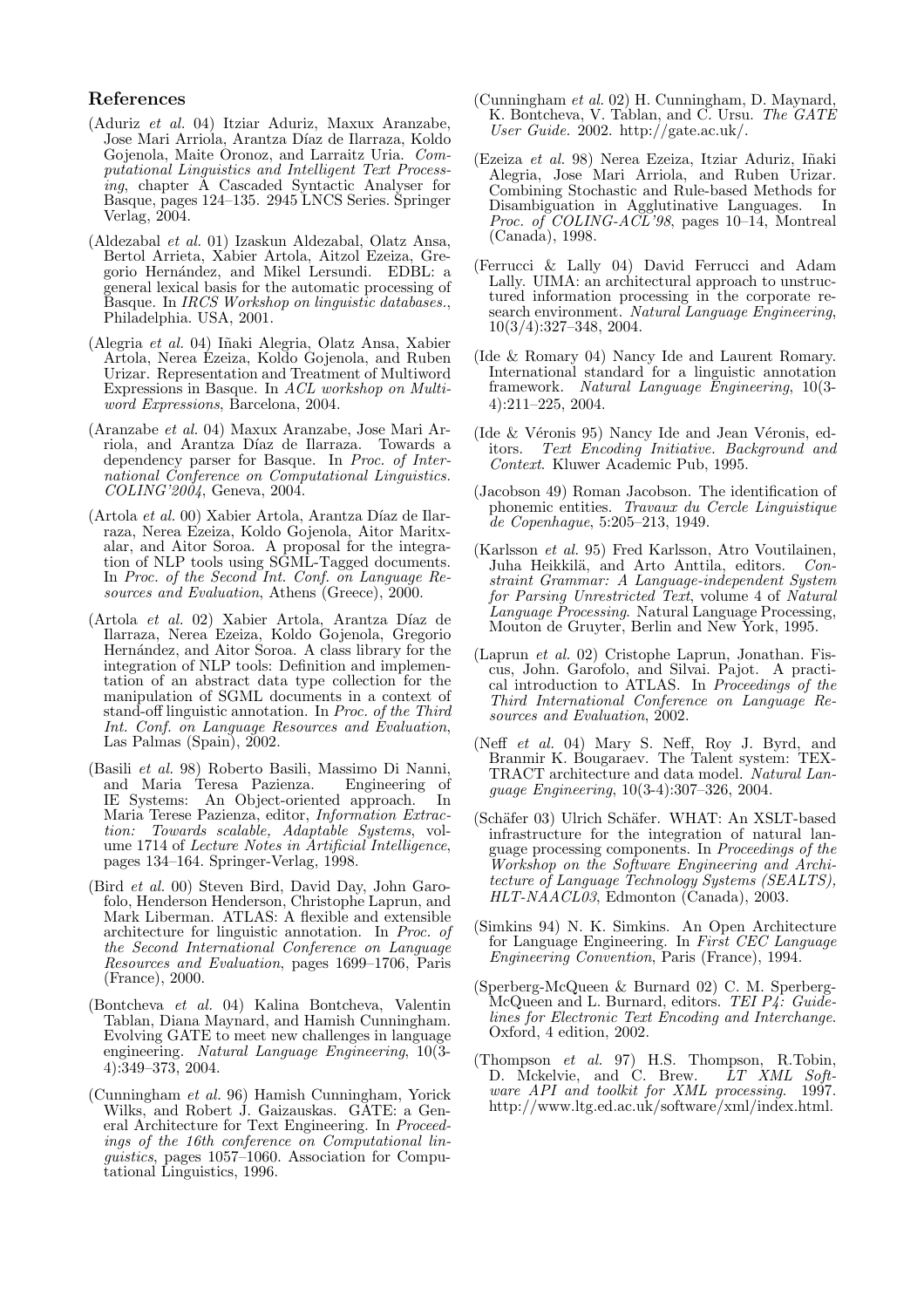## References

(Aduriz *et al.* 04) Itziar Aduriz, Maxux Aranzabe, Jose Mari Arriola, Arantza Díaz de Ilarraza, Koldo Gojenola, Maite Oronoz, and Larraitz Uria. *Computational Linguistics and Intelligent Text Processing*, chapter A Cascaded Syntactic Analyser for Basque, pages 124–135. 2945 LNCS Series. Springer Verlag, 2004.

(Aldezabal *et al.* 01) Izaskun Aldezabal, Olatz Ansa, Bertol Arrieta, Xabier Artola, Aitzol Ezeiza, Gregorio Hernández, and Mikel Lersundi. EDBL: a general lexical basis for the automatic processing of Basque. In *IRCS Workshop on linguistic databases.*, Philadelphia. USA, 2001.

(Alegria *et al.* 04) Iñaki Alegria, Olatz Ansa, Xabier Artola, Nerea Ezeiza, Koldo Gojenola, and Ruben Urizar. Representation and Treatment of Multiword Expressions in Basque. In *ACL workshop on Multiword Expressions*, Barcelona, 2004.

(Aranzabe *et al.* 04) Maxux Aranzabe, Jose Mari Arriola, and Arantza Díaz de Ilarraza. Towards a dependency parser for Basque. In *Proc. of International Conference on Computational Linguistics. COLING'2004*, Geneva, 2004.

(Artola *et al.* 00) Xabier Artola, Arantza Díaz de Ilarraza, Nerea Ezeiza, Koldo Gojenola, Aitor Maritxalar, and Aitor Soroa. A proposal for the integration of NLP tools using SGML-Tagged documents. In *Proc. of the Second Int. Conf. on Language Resources and Evaluation*, Athens (Greece), 2000.

(Artola *et al.* 02) Xabier Artola, Arantza Díaz de Ilarraza, Nerea Ezeiza, Koldo Gojenola, Gregorio Hernández, and Aitor Soroa. A class library for the integration of NLP tools: Definition and implementation of an abstract data type collection for the manipulation of SGML documents in a context of stand-off linguistic annotation. In *Proc. of the Third Int. Conf. on Language Resources and Evaluation*, Las Palmas (Spain), 2002.

(Basili *et al.* 98) Roberto Basili, Massimo Di Nanni, and Maria Teresa Pazienza. Engineering of IE Systems: An Object-oriented approach. In Maria Terese Pazienza, editor, *Information Extraction: Towards scalable, Adaptable Systems*, volume 1714 of *Lecture Notes in Artificial Intelligence*, pages 134–164. Springer-Verlag, 1998.

(Bird *et al.* 00) Steven Bird, David Day, John Garofolo, Henderson Henderson, Christophe Laprun, and Mark Liberman. ATLAS: A flexible and extensible architecture for linguistic annotation. In *Proc. of the Second International Conference on Language Resources and Evaluation*, pages 1699–1706, Paris (France), 2000.

(Bontcheva *et al.* 04) Kalina Bontcheva, Valentin Tablan, Diana Maynard, and Hamish Cunningham. Evolving GATE to meet new challenges in language engineering. *Natural Language Engineering*, 10(3-4):349–373, 2004.

(Cunningham *et al.* 96) Hamish Cunningham, Yorick Wilks, and Robert J. Gaizauskas. GATE: a General Architecture for Text Engineering. In *Proceedings of the 16th conference on Computational linguistics*, pages 1057–1060. Association for Computational Linguistics, 1996.

(Cunningham *et al.* 02) H. Cunningham, D. Maynard, K. Bontcheva, V. Tablan, and C. Ursu. *The GATE User Guide*. 2002. http://gate.ac.uk/.

(Ezeiza *et al.* 98) Nerea Ezeiza, Itziar Aduriz, Iñaki Alegria, Jose Mari Arriola, and Ruben Urizar. Combining Stochastic and Rule-based Methods for Disambiguation in Agglutinative Languages. In *Proc. of COLING-ACL'98*, pages 10–14, Montreal (Canada), 1998.

(Ferrucci & Lally 04) David Ferrucci and Adam Lally. UIMA: an architectural approach to unstructured information processing in the corporate research environment. *Natural Language Engineering*, 10(3/4):327–348, 2004.

(Ide & Romary 04) Nancy Ide and Laurent Romary. International standard for a linguistic annotation framework. *Natural Language Engineering*, 10(3-4):211–225, 2004.

(Ide & Véronis 95) Nancy Ide and Jean Véronis, editors. *Text Encoding Initiative. Background and Context*. Kluwer Academic Pub, 1995.

(Jacobson 49) Roman Jacobson. The identification of phonemic entities. *Travaux du Cercle Linguistique de Copenhague*, 5:205–213, 1949.

(Karlsson *et al.* 95) Fred Karlsson, Atro Voutilainen, Juha Heikkilä, and Arto Anttila, editors. *Constraint Grammar: A Language-independent System for Parsing Unrestricted Text*, volume 4 of *Natural Language Processing*. Natural Language Processing, Mouton de Gruyter, Berlin and New York, 1995.

(Laprun *et al.* 02) Cristophe Laprun, Jonathan. Fiscus, John. Garofolo, and Silvai. Pajot. A practical introduction to ATLAS. In *Proceedings of the Third International Conference on Language Resources and Evaluation*, 2002.

(Neff *et al.* 04) Mary S. Neff, Roy J. Byrd, and Branmir K. Bougaraev. The Talent system: TEXTRACT architecture and data model. *Natural Language Engineering*, 10(3-4):307–326, 2004.

(Schäfer 03) Ulrich Schäfer. WHAT: An XSLT-based infrastructure for the integration of natural language processing components. In *Proceedings of the Workshop on the Software Engineering and Architecture of Language Technology Systems (SEALTS), HLT-NAACL03*, Edmonton (Canada), 2003.

(Simkins 94) N. K. Simkins. An Open Architecture for Language Engineering. In *First CEC Language Engineering Convention*, Paris (France), 1994.

(Sperberg-McQueen & Burnard 02) C. M. Sperberg-McQueen and L. Burnard, editors. *TEI P4: Guidelines for Electronic Text Encoding and Interchange*. Oxford, 4 edition, 2002.

(Thompson *et al.* 97) H.S. Thompson, R.Tobin, D. Mckelvie, and C. Brew. *LT XML Software API and toolkit for XML processing*. 1997. http://www.ltg.ed.ac.uk/software/xml/index.html.